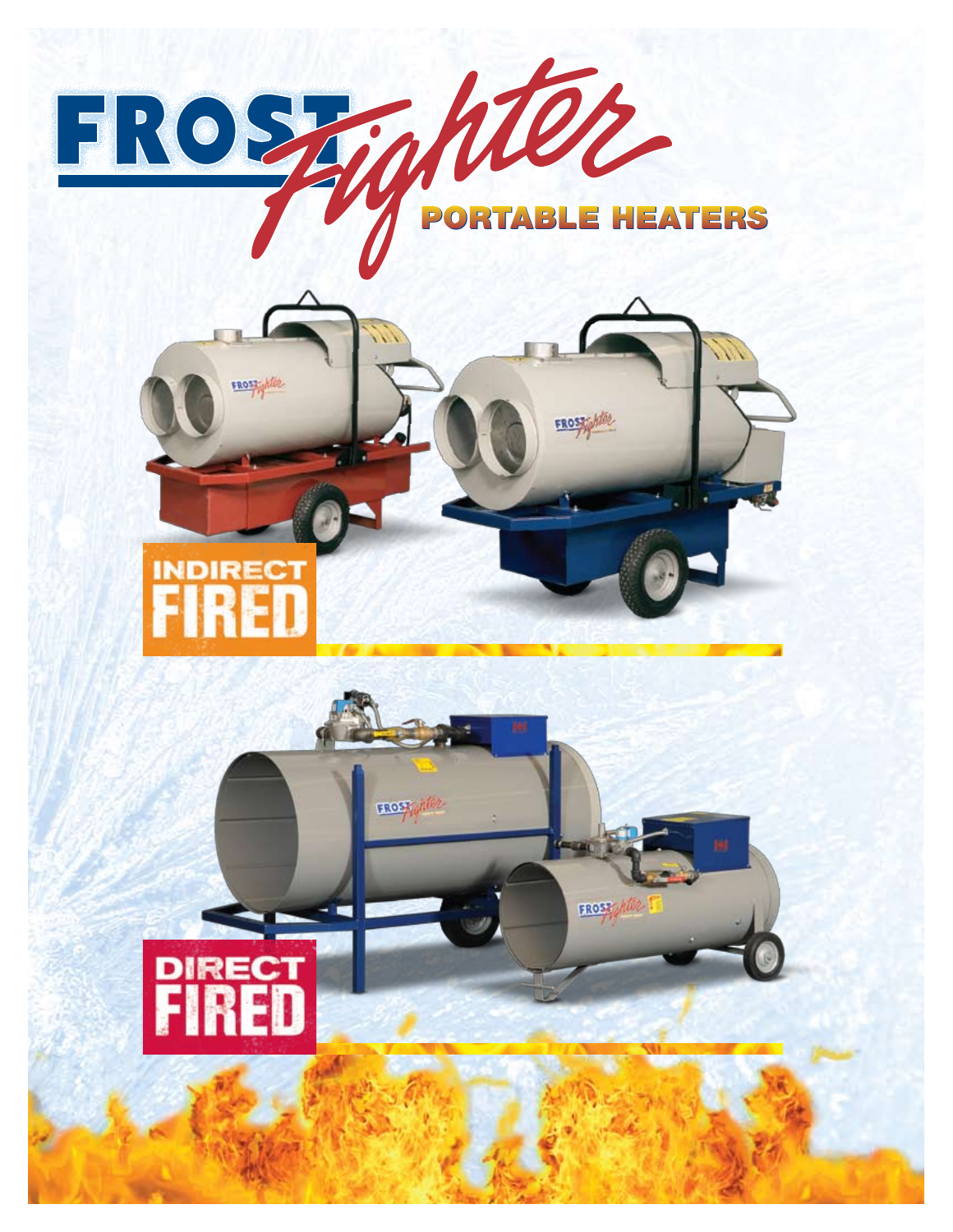# FROST Fighter

## PORTABLE HEATERS

## INDIRECT FIRED

## DIRECT FIRED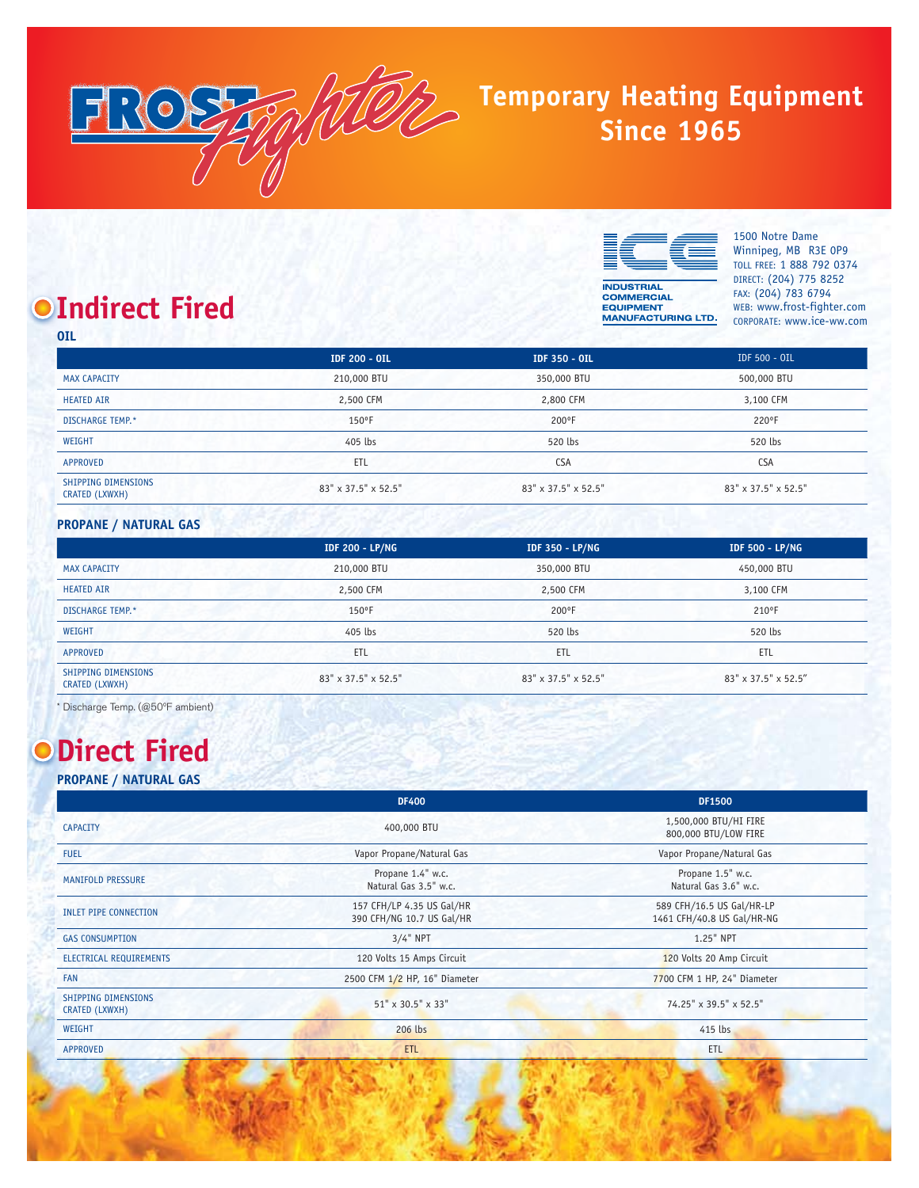# FROST Fighter

## Temporary Heating Equipment Since 1965

INDUSTRIAL COMMERCIAL EQUIPMENT MANUFACTURING LTD.

1500 Notre Dame
Winnipeg, MB R3E 0P9
TOLL FREE: 1 888 792 0374
DIRECT: (204) 775 8252
FAX: (204) 783 6794
WEB: www.frost-fighter.com
CORPORATE: www.ice-ww.com

## Indirect Fired

### OIL

| | IDF 200 - OIL | IDF 350 - OIL | IDF 500 - OIL |
|---|---|---|---|
| MAX CAPACITY | 210,000 BTU | 350,000 BTU | 500,000 BTU |
| HEATED AIR | 2,500 CFM | 2,800 CFM | 3,100 CFM |
| DISCHARGE TEMP.* | 150°F | 200°F | 220°F |
| WEIGHT | 405 lbs | 520 lbs | 520 lbs |
| APPROVED | ETL | CSA | CSA |
| SHIPPING DIMENSIONS CRATED (LXWXH) | 83" x 37.5" x 52.5" | 83" x 37.5" x 52.5" | 83" x 37.5" x 52.5" |

### PROPANE / NATURAL GAS

| | IDF 200 - LP/NG | IDF 350 - LP/NG | IDF 500 - LP/NG |
|---|---|---|---|
| MAX CAPACITY | 210,000 BTU | 350,000 BTU | 450,000 BTU |
| HEATED AIR | 2,500 CFM | 2,500 CFM | 3,100 CFM |
| DISCHARGE TEMP.* | 150°F | 200°F | 210°F |
| WEIGHT | 405 lbs | 520 lbs | 520 lbs |
| APPROVED | ETL | ETL | ETL |
| SHIPPING DIMENSIONS CRATED (LXWXH) | 83" x 37.5" x 52.5" | 83" x 37.5" x 52.5" | 83" x 37.5" x 52.5" |

* Discharge Temp. (@50°F ambient)

## Direct Fired

### PROPANE / NATURAL GAS

| | DF400 | DF1500 |
|---|---|---|
| CAPACITY | 400,000 BTU | 1,500,000 BTU/HI FIRE<br>800,000 BTU/LOW FIRE |
| FUEL | Vapor Propane/Natural Gas | Vapor Propane/Natural Gas |
| MANIFOLD PRESSURE | Propane 1.4" w.c.<br>Natural Gas 3.5" w.c. | Propane 1.5" w.c.<br>Natural Gas 3.6" w.c. |
| INLET PIPE CONNECTION | 157 CFH/LP 4.35 US Gal/HR<br>390 CFH/NG 10.7 US Gal/HR | 589 CFH/16.5 US Gal/HR-LP<br>1461 CFH/40.8 US Gal/HR-NG |
| GAS CONSUMPTION | 3/4" NPT | 1.25" NPT |
| ELECTRICAL REQUIREMENTS | 120 Volts 15 Amps Circuit | 120 Volts 20 Amp Circuit |
| FAN | 2500 CFM 1/2 HP, 16" Diameter | 7700 CFM 1 HP, 24" Diameter |
| SHIPPING DIMENSIONS CRATED (LXWXH) | 51" x 30.5" x 33" | 74.25" x 39.5" x 52.5" |
| WEIGHT | 206 lbs | 415 lbs |
| APPROVED | ETL | ETL |